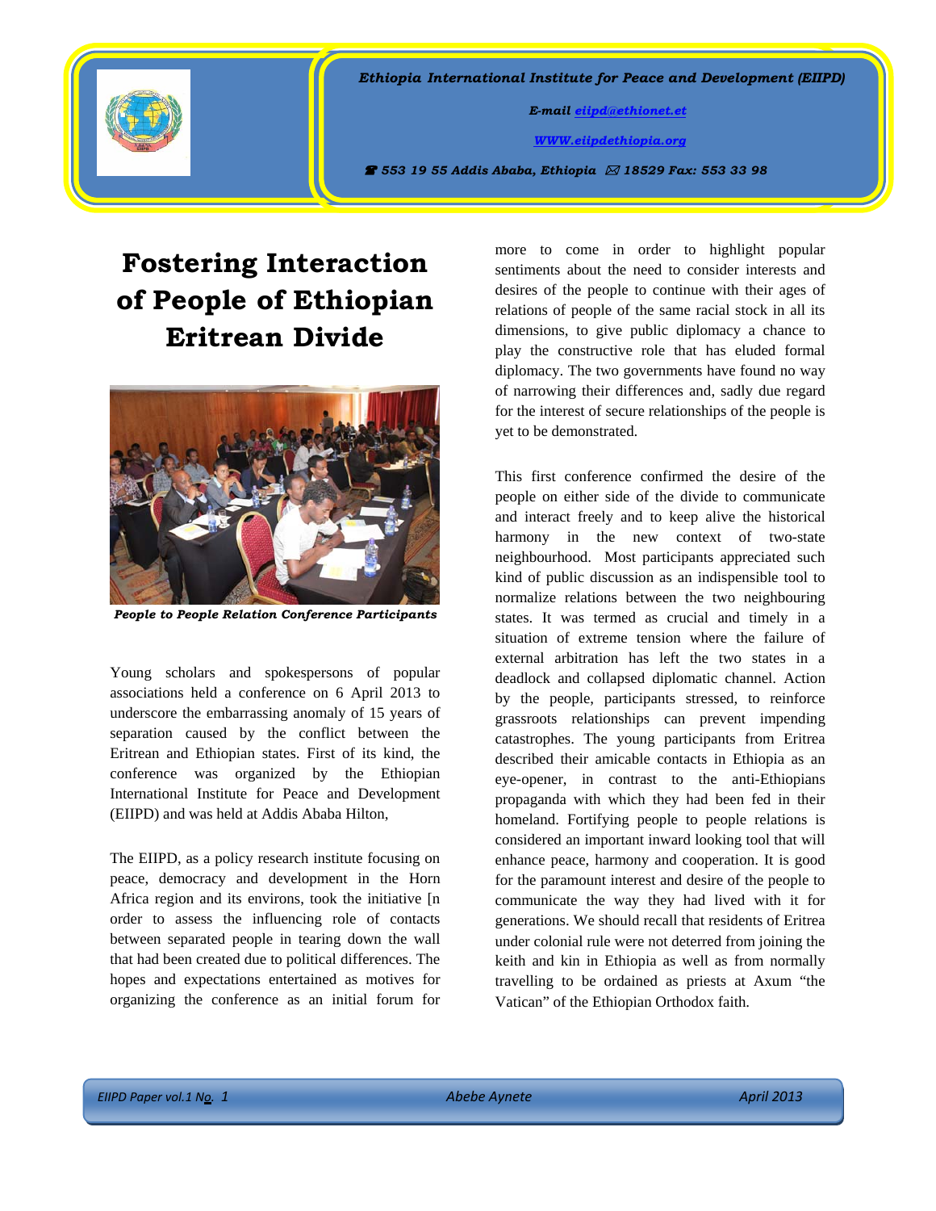*Ethiopia International Institute for Peace and Development (EIIPD)*

*E-mail eiipd@ethionet.et*

*WWW.eiipdethiopia.org*

*☎ 553 19 55 Addis Ababa, Ethiopia ✉ 18529 Fax: 553 33 98*

# Fostering Interaction of People of Ethiopian Eritrean Divide

***People to People Relation Conference Participants***

Young scholars and spokespersons of popular associations held a conference on 6 April 2013 to underscore the embarrassing anomaly of 15 years of separation caused by the conflict between the Eritrean and Ethiopian states. First of its kind, the conference was organized by the Ethiopian International Institute for Peace and Development (EIIPD) and was held at Addis Ababa Hilton,

The EIIPD, as a policy research institute focusing on peace, democracy and development in the Horn Africa region and its environs, took the initiative [n order to assess the influencing role of contacts between separated people in tearing down the wall that had been created due to political differences. The hopes and expectations entertained as motives for organizing the conference as an initial forum for more to come in order to highlight popular sentiments about the need to consider interests and desires of the people to continue with their ages of relations of people of the same racial stock in all its dimensions, to give public diplomacy a chance to play the constructive role that has eluded formal diplomacy. The two governments have found no way of narrowing their differences and, sadly due regard for the interest of secure relationships of the people is yet to be demonstrated.

This first conference confirmed the desire of the people on either side of the divide to communicate and interact freely and to keep alive the historical harmony in the new context of two-state neighbourhood. Most participants appreciated such kind of public discussion as an indispensible tool to normalize relations between the two neighbouring states. It was termed as crucial and timely in a situation of extreme tension where the failure of external arbitration has left the two states in a deadlock and collapsed diplomatic channel. Action by the people, participants stressed, to reinforce grassroots relationships can prevent impending catastrophes. The young participants from Eritrea described their amicable contacts in Ethiopia as an eye-opener, in contrast to the anti-Ethiopians propaganda with which they had been fed in their homeland. Fortifying people to people relations is considered an important inward looking tool that will enhance peace, harmony and cooperation. It is good for the paramount interest and desire of the people to communicate the way they had lived with it for generations. We should recall that residents of Eritrea under colonial rule were not deterred from joining the keith and kin in Ethiopia as well as from normally travelling to be ordained as priests at Axum "the Vatican" of the Ethiopian Orthodox faith.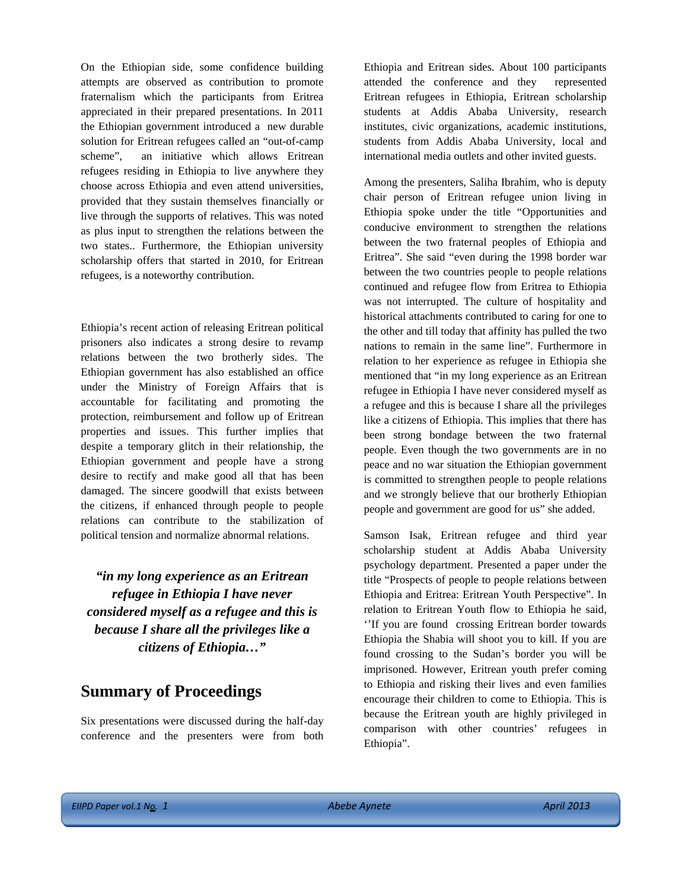On the Ethiopian side, some confidence building attempts are observed as contribution to promote fraternalism which the participants from Eritrea appreciated in their prepared presentations. In 2011 the Ethiopian government introduced a new durable solution for Eritrean refugees called an “out-of-camp scheme”, an initiative which allows Eritrean refugees residing in Ethiopia to live anywhere they choose across Ethiopia and even attend universities, provided that they sustain themselves financially or live through the supports of relatives. This was noted as plus input to strengthen the relations between the two states.. Furthermore, the Ethiopian university scholarship offers that started in 2010, for Eritrean refugees, is a noteworthy contribution.

Ethiopia’s recent action of releasing Eritrean political prisoners also indicates a strong desire to revamp relations between the two brotherly sides. The Ethiopian government has also established an office under the Ministry of Foreign Affairs that is accountable for facilitating and promoting the protection, reimbursement and follow up of Eritrean properties and issues. This further implies that despite a temporary glitch in their relationship, the Ethiopian government and people have a strong desire to rectify and make good all that has been damaged. The sincere goodwill that exists between the citizens, if enhanced through people to people relations can contribute to the stabilization of political tension and normalize abnormal relations.

***“in my long experience as an Eritrean refugee in Ethiopia I have never considered myself as a refugee and this is because I share all the privileges like a citizens of Ethiopia…”***

## Summary of Proceedings

Six presentations were discussed during the half-day conference and the presenters were from both Ethiopia and Eritrean sides. About 100 participants attended the conference and they represented Eritrean refugees in Ethiopia, Eritrean scholarship students at Addis Ababa University, research institutes, civic organizations, academic institutions, students from Addis Ababa University, local and international media outlets and other invited guests.

Among the presenters, Saliha Ibrahim, who is deputy chair person of Eritrean refugee union living in Ethiopia spoke under the title “Opportunities and conducive environment to strengthen the relations between the two fraternal peoples of Ethiopia and Eritrea”. She said “even during the 1998 border war between the two countries people to people relations continued and refugee flow from Eritrea to Ethiopia was not interrupted. The culture of hospitality and historical attachments contributed to caring for one to the other and till today that affinity has pulled the two nations to remain in the same line”. Furthermore in relation to her experience as refugee in Ethiopia she mentioned that “in my long experience as an Eritrean refugee in Ethiopia I have never considered myself as a refugee and this is because I share all the privileges like a citizens of Ethiopia. This implies that there has been strong bondage between the two fraternal people. Even though the two governments are in no peace and no war situation the Ethiopian government is committed to strengthen people to people relations and we strongly believe that our brotherly Ethiopian people and government are good for us” she added.

Samson Isak, Eritrean refugee and third year scholarship student at Addis Ababa University psychology department. Presented a paper under the title “Prospects of people to people relations between Ethiopia and Eritrea: Eritrean Youth Perspective”. In relation to Eritrean Youth flow to Ethiopia he said, ‘’If you are found crossing Eritrean border towards Ethiopia the Shabia will shoot you to kill. If you are found crossing to the Sudan’s border you will be imprisoned. However, Eritrean youth prefer coming to Ethiopia and risking their lives and even families encourage their children to come to Ethiopia. This is because the Eritrean youth are highly privileged in comparison with other countries’ refugees in Ethiopia”.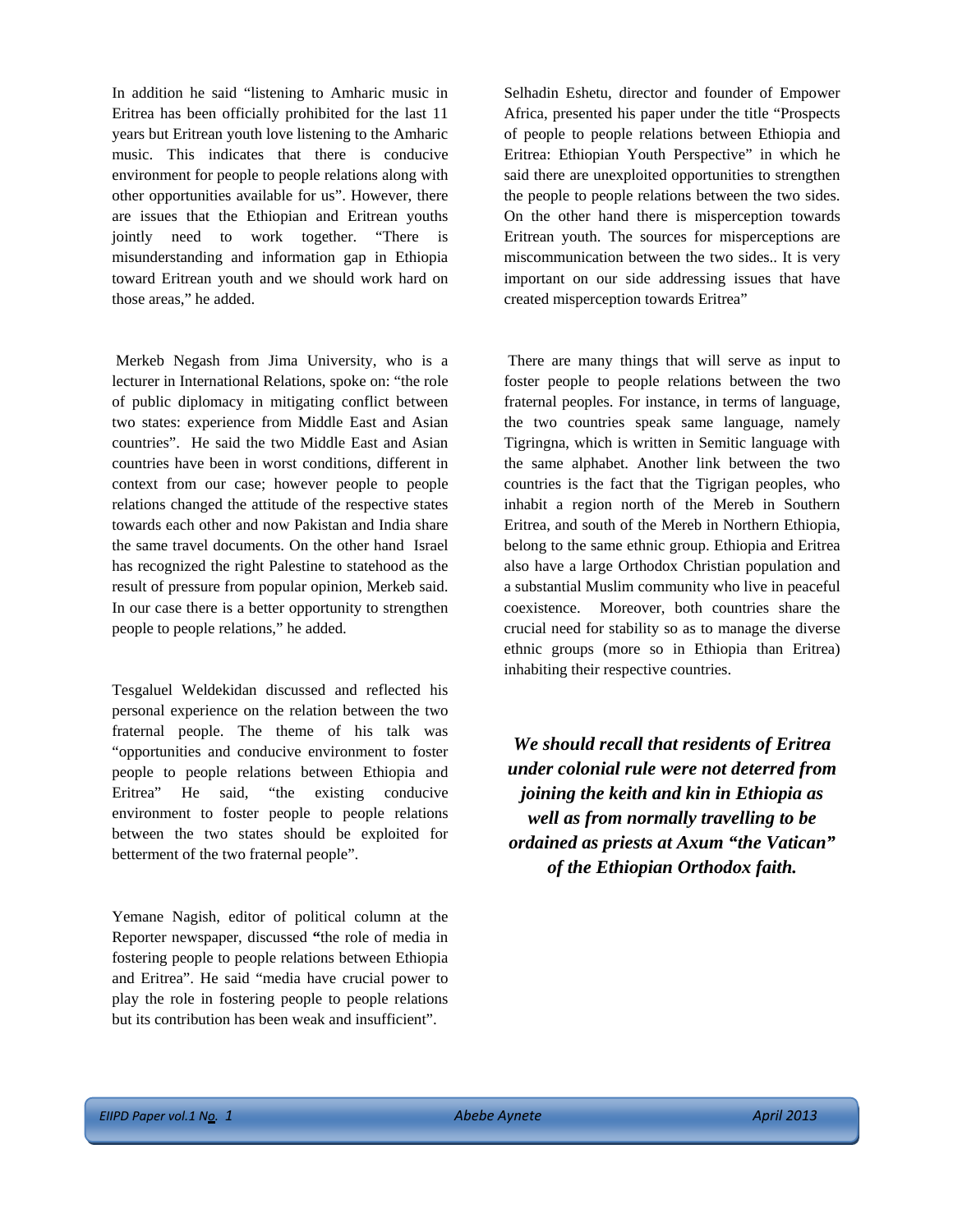In addition he said "listening to Amharic music in Eritrea has been officially prohibited for the last 11 years but Eritrean youth love listening to the Amharic music. This indicates that there is conducive environment for people to people relations along with other opportunities available for us". However, there are issues that the Ethiopian and Eritrean youths jointly need to work together. "There is misunderstanding and information gap in Ethiopia toward Eritrean youth and we should work hard on those areas," he added.

Merkeb Negash from Jima University, who is a lecturer in International Relations, spoke on: "the role of public diplomacy in mitigating conflict between two states: experience from Middle East and Asian countries". He said the two Middle East and Asian countries have been in worst conditions, different in context from our case; however people to people relations changed the attitude of the respective states towards each other and now Pakistan and India share the same travel documents. On the other hand Israel has recognized the right Palestine to statehood as the result of pressure from popular opinion, Merkeb said. In our case there is a better opportunity to strengthen people to people relations," he added.

Tesgaluel Weldekidan discussed and reflected his personal experience on the relation between the two fraternal people. The theme of his talk was "opportunities and conducive environment to foster people to people relations between Ethiopia and Eritrea" He said, "the existing conducive environment to foster people to people relations between the two states should be exploited for betterment of the two fraternal people".

Yemane Nagish, editor of political column at the Reporter newspaper, discussed **"**the role of media in fostering people to people relations between Ethiopia and Eritrea". He said "media have crucial power to play the role in fostering people to people relations but its contribution has been weak and insufficient".

Selhadin Eshetu, director and founder of Empower Africa, presented his paper under the title "Prospects of people to people relations between Ethiopia and Eritrea: Ethiopian Youth Perspective" in which he said there are unexploited opportunities to strengthen the people to people relations between the two sides. On the other hand there is misperception towards Eritrean youth. The sources for misperceptions are miscommunication between the two sides.. It is very important on our side addressing issues that have created misperception towards Eritrea"

There are many things that will serve as input to foster people to people relations between the two fraternal peoples. For instance, in terms of language, the two countries speak same language, namely Tigringna, which is written in Semitic language with the same alphabet. Another link between the two countries is the fact that the Tigrigan peoples, who inhabit a region north of the Mereb in Southern Eritrea, and south of the Mereb in Northern Ethiopia, belong to the same ethnic group. Ethiopia and Eritrea also have a large Orthodox Christian population and a substantial Muslim community who live in peaceful coexistence. Moreover, both countries share the crucial need for stability so as to manage the diverse ethnic groups (more so in Ethiopia than Eritrea) inhabiting their respective countries.

***We should recall that residents of Eritrea under colonial rule were not deterred from joining the keith and kin in Ethiopia as well as from normally travelling to be ordained as priests at Axum "the Vatican" of the Ethiopian Orthodox faith.***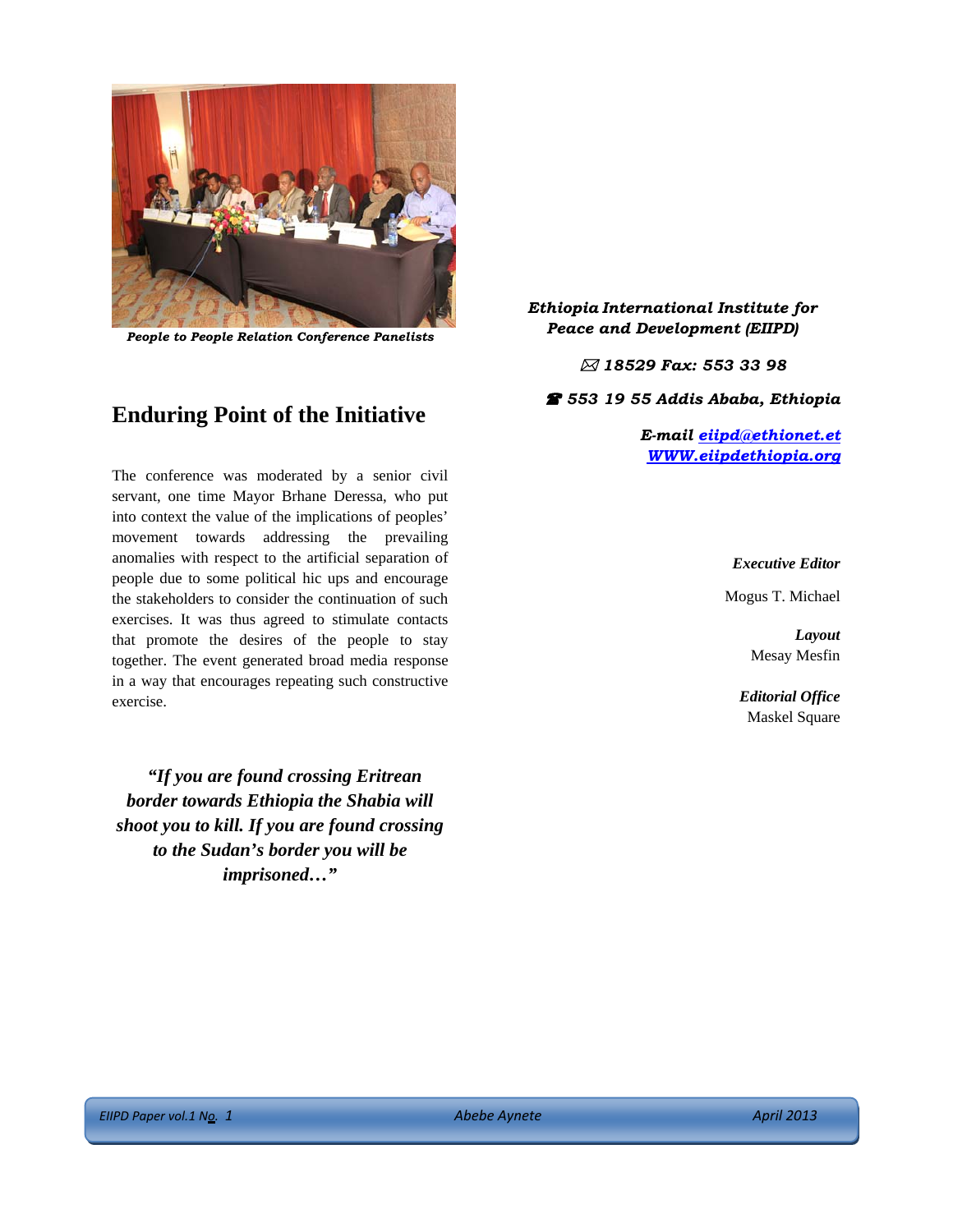*People to People Relation Conference Panelists*

## Enduring Point of the Initiative

The conference was moderated by a senior civil servant, one time Mayor Brhane Deressa, who put into context the value of the implications of peoples' movement towards addressing the prevailing anomalies with respect to the artificial separation of people due to some political hic ups and encourage the stakeholders to consider the continuation of such exercises. It was thus agreed to stimulate contacts that promote the desires of the people to stay together. The event generated broad media response in a way that encourages repeating such constructive exercise.

***"If you are found crossing Eritrean border towards Ethiopia the Shabia will shoot you to kill. If you are found crossing to the Sudan's border you will be imprisoned…"***

***Ethiopia International Institute for Peace and Development (EIIPD)***

***✉ 18529 Fax: 553 33 98***

***☎ 553 19 55 Addis Ababa, Ethiopia***

***E-mail eiipd@ethionet.et***
***WWW.eiipdethiopia.org***

***Executive Editor***

Mogus T. Michael

***Layout***
Mesay Mesfin

***Editorial Office***
Maskel Square

*EIIPD Paper vol.1 No. 1* *Abebe Aynete* *April 2013*